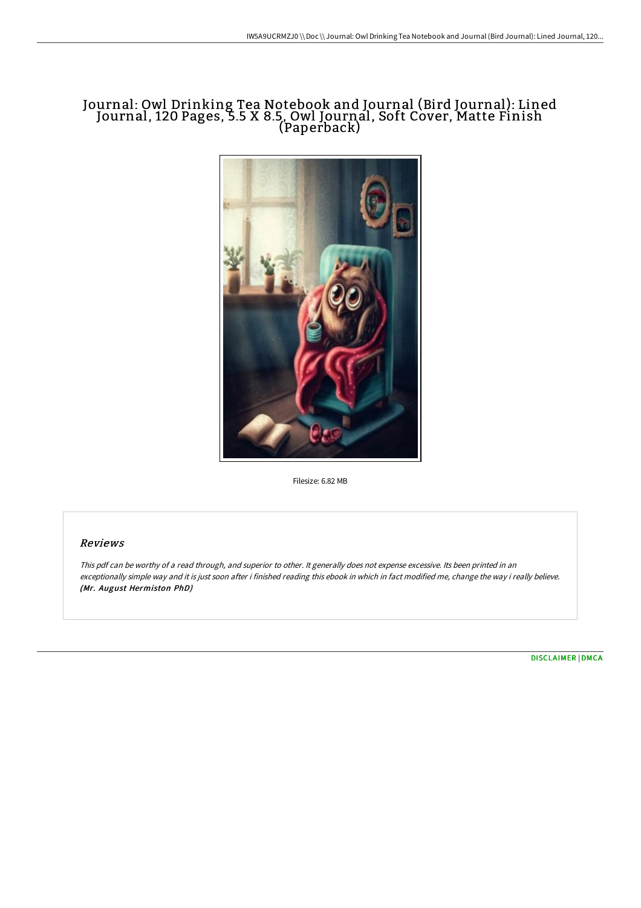# Journal: Owl Drinking Tea Notebook and Journal (Bird Journal): Lined Journal, 120 Pages, 5.5 X 8.5, Owl Journal, Soft Cover, Matte Finish (Paperback)

Filesize: 6.82 MB

## Reviews

*This pdf can be worthy of a read through, and superior to other. It generally does not expense excessive. Its been printed in an exceptionally simple way and it is just soon after i finished reading this ebook in which in fact modified me, change the way i really believe.*
***(Mr. August Hermiston PhD)***

DISCLAIMER | DMCA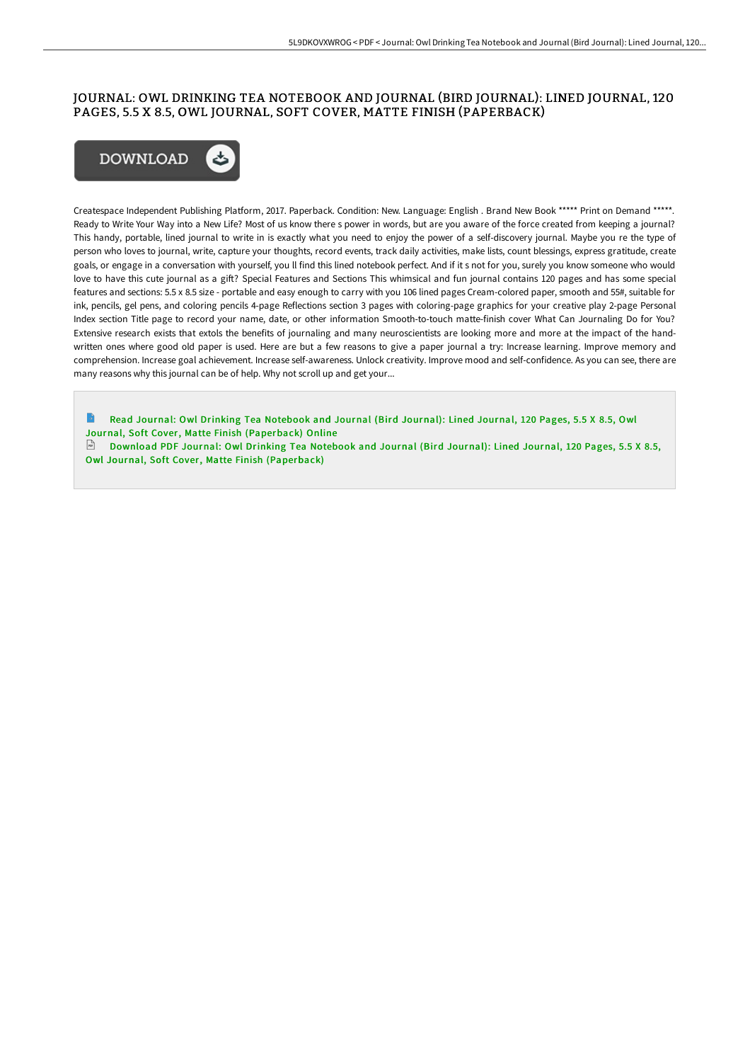# JOURNAL: OWL DRINKING TEA NOTEBOOK AND JOURNAL (BIRD JOURNAL): LINED JOURNAL, 120 PAGES, 5.5 X 8.5, OWL JOURNAL, SOFT COVER, MATTE FINISH (PAPERBACK)

DOWNLOAD

Createspace Independent Publishing Platform, 2017. Paperback. Condition: New. Language: English . Brand New Book ***** Print on Demand *****. Ready to Write Your Way into a New Life? Most of us know there s power in words, but are you aware of the force created from keeping a journal? This handy, portable, lined journal to write in is exactly what you need to enjoy the power of a self-discovery journal. Maybe you re the type of person who loves to journal, write, capture your thoughts, record events, track daily activities, make lists, count blessings, express gratitude, create goals, or engage in a conversation with yourself, you ll find this lined notebook perfect. And if it s not for you, surely you know someone who would love to have this cute journal as a gift? Special Features and Sections This whimsical and fun journal contains 120 pages and has some special features and sections: 5.5 x 8.5 size - portable and easy enough to carry with you 106 lined pages Cream-colored paper, smooth and 55#, suitable for ink, pencils, gel pens, and coloring pencils 4-page Reflections section 3 pages with coloring-page graphics for your creative play 2-page Personal Index section Title page to record your name, date, or other information Smooth-to-touch matte-finish cover What Can Journaling Do for You? Extensive research exists that extols the benefits of journaling and many neuroscientists are looking more and more at the impact of the hand-written ones where good old paper is used. Here are but a few reasons to give a paper journal a try: Increase learning. Improve memory and comprehension. Increase goal achievement. Increase self-awareness. Unlock creativity. Improve mood and self-confidence. As you can see, there are many reasons why this journal can be of help. Why not scroll up and get your...

Read Journal: Owl Drinking Tea Notebook and Journal (Bird Journal): Lined Journal, 120 Pages, 5.5 X 8.5, Owl Journal, Soft Cover, Matte Finish (Paperback) Online

Download PDF Journal: Owl Drinking Tea Notebook and Journal (Bird Journal): Lined Journal, 120 Pages, 5.5 X 8.5, Owl Journal, Soft Cover, Matte Finish (Paperback)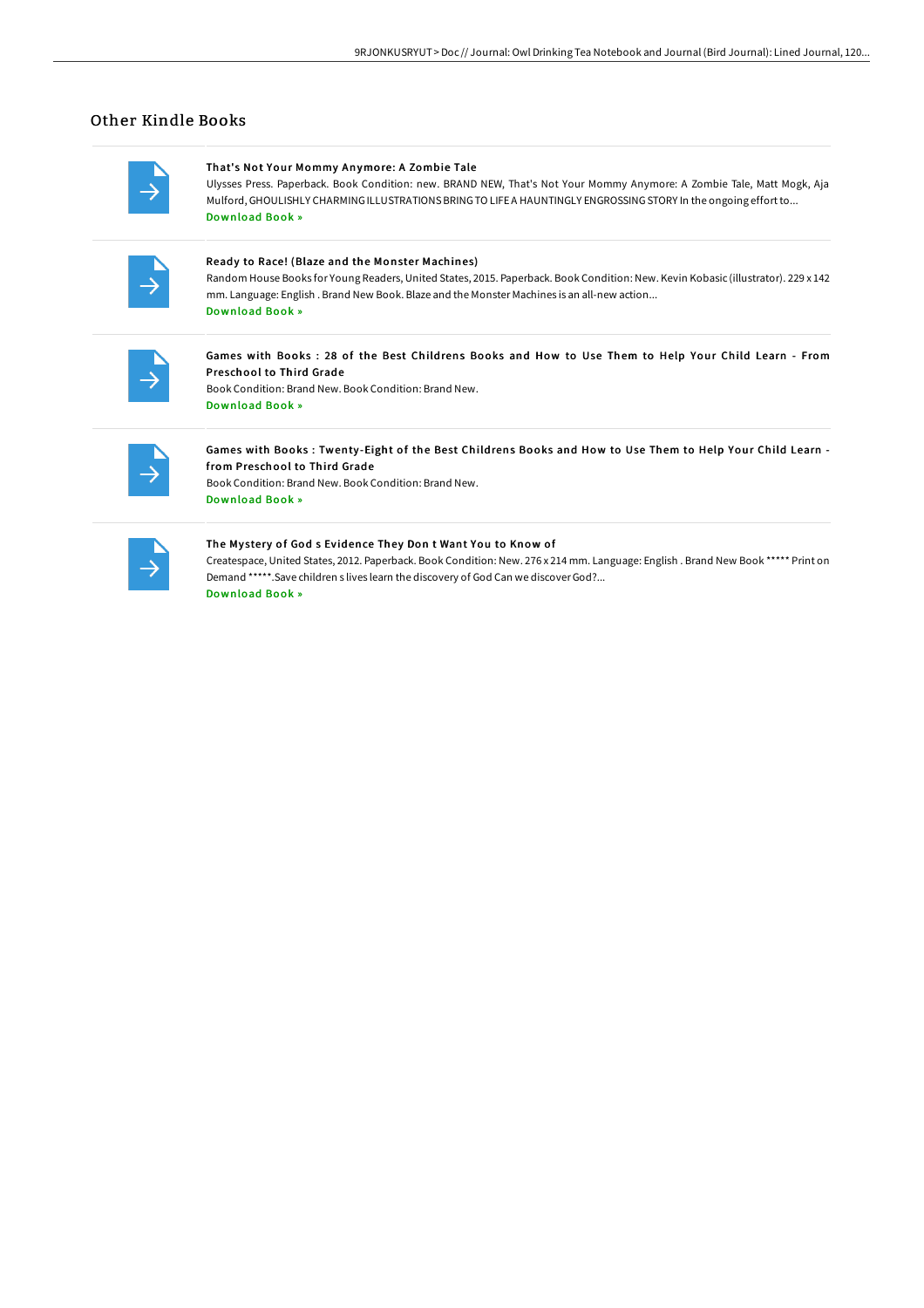## Other Kindle Books

### That's Not Your Mommy Anymore: A Zombie Tale

Ulysses Press. Paperback. Book Condition: new. BRAND NEW, That's Not Your Mommy Anymore: A Zombie Tale, Matt Mogk, Aja Mulford, GHOULISHLY CHARMING ILLUSTRATIONS BRING TO LIFE A HAUNTINGLY ENGROSSING STORY In the ongoing effort to...

Download Book »

### Ready to Race! (Blaze and the Monster Machines)

Random House Books for Young Readers, United States, 2015. Paperback. Book Condition: New. Kevin Kobasic (illustrator). 229 x 142 mm. Language: English . Brand New Book. Blaze and the Monster Machines is an all-new action...

Download Book »

### Games with Books : 28 of the Best Childrens Books and How to Use Them to Help Your Child Learn - From Preschool to Third Grade

Book Condition: Brand New. Book Condition: Brand New.

Download Book »

### Games with Books : Twenty-Eight of the Best Childrens Books and How to Use Them to Help Your Child Learn - from Preschool to Third Grade

Book Condition: Brand New. Book Condition: Brand New.

Download Book »

### The Mystery of God s Evidence They Don t Want You to Know of

Createspace, United States, 2012. Paperback. Book Condition: New. 276 x 214 mm. Language: English . Brand New Book ***** Print on Demand *****.Save children s lives learn the discovery of God Can we discover God?...

Download Book »